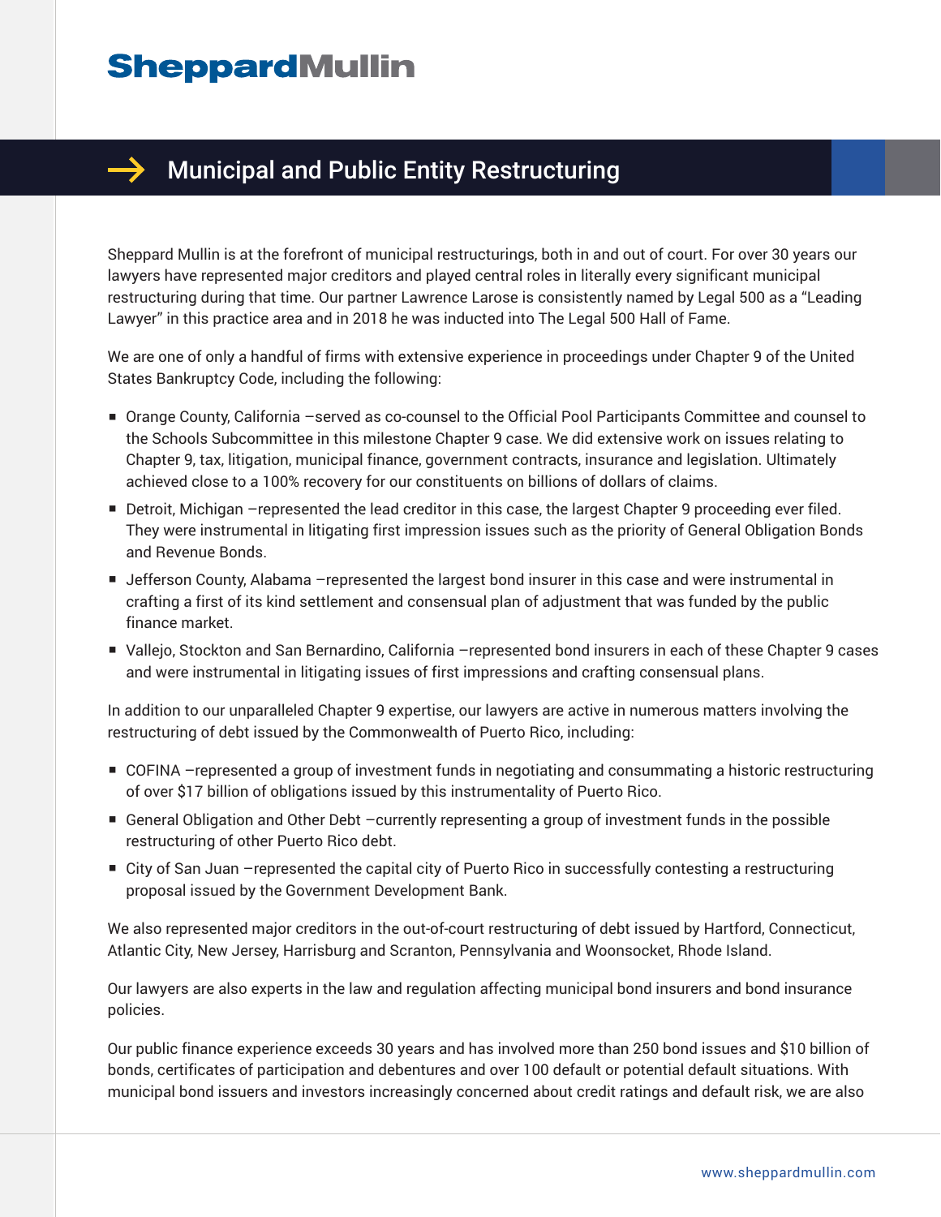# SheppardMullin

## Municipal and Public Entity Restructuring

Sheppard Mullin is at the forefront of municipal restructurings, both in and out of court. For over 30 years our lawyers have represented major creditors and played central roles in literally every significant municipal restructuring during that time. Our partner Lawrence Larose is consistently named by Legal 500 as a "Leading Lawyer" in this practice area and in 2018 he was inducted into The Legal 500 Hall of Fame.

We are one of only a handful of firms with extensive experience in proceedings under Chapter 9 of the United States Bankruptcy Code, including the following:

- Orange County, California –served as co-counsel to the Official Pool Participants Committee and counsel to the Schools Subcommittee in this milestone Chapter 9 case. We did extensive work on issues relating to Chapter 9, tax, litigation, municipal finance, government contracts, insurance and legislation. Ultimately achieved close to a 100% recovery for our constituents on billions of dollars of claims.
- Detroit, Michigan –represented the lead creditor in this case, the largest Chapter 9 proceeding ever filed. They were instrumental in litigating first impression issues such as the priority of General Obligation Bonds and Revenue Bonds.
- Jefferson County, Alabama –represented the largest bond insurer in this case and were instrumental in crafting a first of its kind settlement and consensual plan of adjustment that was funded by the public finance market.
- Vallejo, Stockton and San Bernardino, California –represented bond insurers in each of these Chapter 9 cases and were instrumental in litigating issues of first impressions and crafting consensual plans.

In addition to our unparalleled Chapter 9 expertise, our lawyers are active in numerous matters involving the restructuring of debt issued by the Commonwealth of Puerto Rico, including:

- COFINA –represented a group of investment funds in negotiating and consummating a historic restructuring of over $17 billion of obligations issued by this instrumentality of Puerto Rico.
- General Obligation and Other Debt –currently representing a group of investment funds in the possible restructuring of other Puerto Rico debt.
- City of San Juan –represented the capital city of Puerto Rico in successfully contesting a restructuring proposal issued by the Government Development Bank.

We also represented major creditors in the out-of-court restructuring of debt issued by Hartford, Connecticut, Atlantic City, New Jersey, Harrisburg and Scranton, Pennsylvania and Woonsocket, Rhode Island.

Our lawyers are also experts in the law and regulation affecting municipal bond insurers and bond insurance policies.

Our public finance experience exceeds 30 years and has involved more than 250 bond issues and $10 billion of bonds, certificates of participation and debentures and over 100 default or potential default situations. With municipal bond issuers and investors increasingly concerned about credit ratings and default risk, we are also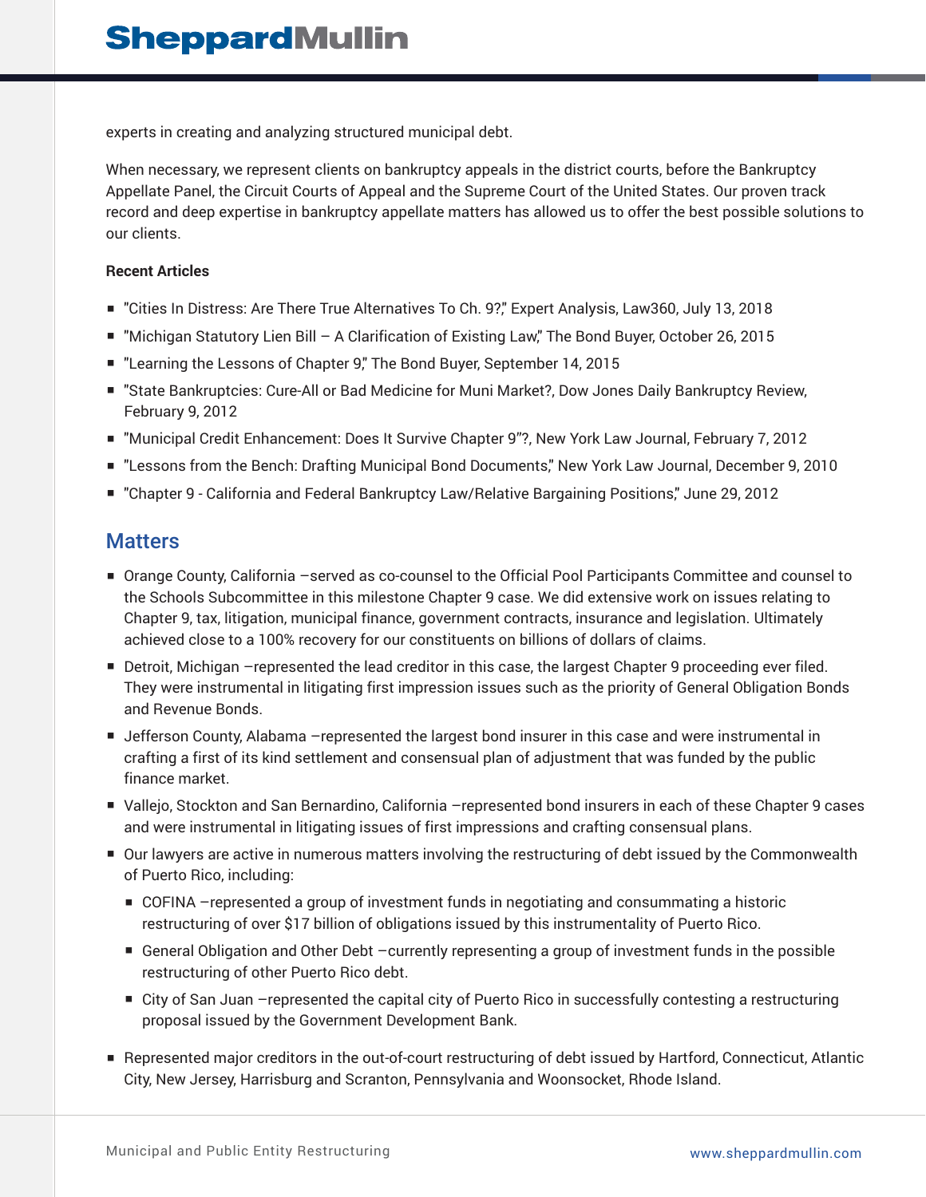experts in creating and analyzing structured municipal debt.

When necessary, we represent clients on bankruptcy appeals in the district courts, before the Bankruptcy Appellate Panel, the Circuit Courts of Appeal and the Supreme Court of the United States. Our proven track record and deep expertise in bankruptcy appellate matters has allowed us to offer the best possible solutions to our clients.

**Recent Articles**

- "Cities In Distress: Are There True Alternatives To Ch. 9?," Expert Analysis, Law360, July 13, 2018
- "Michigan Statutory Lien Bill – A Clarification of Existing Law," The Bond Buyer, October 26, 2015
- "Learning the Lessons of Chapter 9," The Bond Buyer, September 14, 2015
- "State Bankruptcies: Cure-All or Bad Medicine for Muni Market?, Dow Jones Daily Bankruptcy Review, February 9, 2012
- "Municipal Credit Enhancement: Does It Survive Chapter 9"?, New York Law Journal, February 7, 2012
- "Lessons from the Bench: Drafting Municipal Bond Documents," New York Law Journal, December 9, 2010
- "Chapter 9 - California and Federal Bankruptcy Law/Relative Bargaining Positions," June 29, 2012

## Matters

- Orange County, California –served as co-counsel to the Official Pool Participants Committee and counsel to the Schools Subcommittee in this milestone Chapter 9 case. We did extensive work on issues relating to Chapter 9, tax, litigation, municipal finance, government contracts, insurance and legislation. Ultimately achieved close to a 100% recovery for our constituents on billions of dollars of claims.
- Detroit, Michigan –represented the lead creditor in this case, the largest Chapter 9 proceeding ever filed. They were instrumental in litigating first impression issues such as the priority of General Obligation Bonds and Revenue Bonds.
- Jefferson County, Alabama –represented the largest bond insurer in this case and were instrumental in crafting a first of its kind settlement and consensual plan of adjustment that was funded by the public finance market.
- Vallejo, Stockton and San Bernardino, California –represented bond insurers in each of these Chapter 9 cases and were instrumental in litigating issues of first impressions and crafting consensual plans.
- Our lawyers are active in numerous matters involving the restructuring of debt issued by the Commonwealth of Puerto Rico, including:
  - COFINA –represented a group of investment funds in negotiating and consummating a historic restructuring of over $17 billion of obligations issued by this instrumentality of Puerto Rico.
  - General Obligation and Other Debt –currently representing a group of investment funds in the possible restructuring of other Puerto Rico debt.
  - City of San Juan –represented the capital city of Puerto Rico in successfully contesting a restructuring proposal issued by the Government Development Bank.
- Represented major creditors in the out-of-court restructuring of debt issued by Hartford, Connecticut, Atlantic City, New Jersey, Harrisburg and Scranton, Pennsylvania and Woonsocket, Rhode Island.